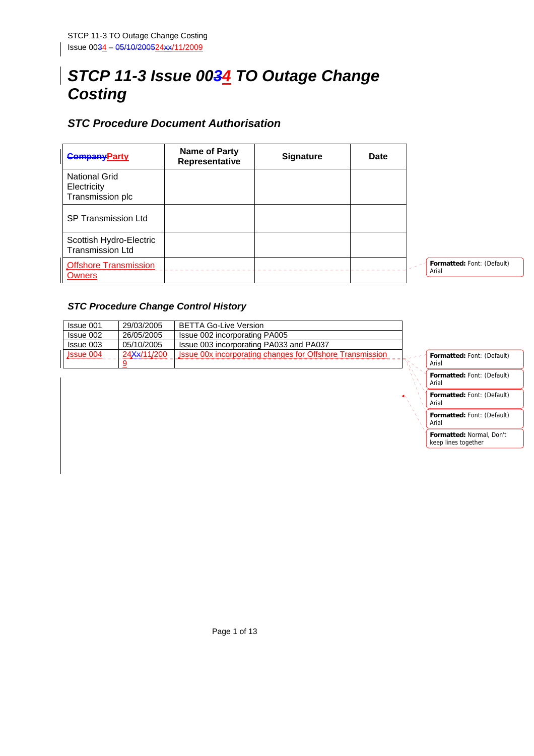# STCP 11-3 Issue 0034 TO Outage Change Costing

## STC Procedure Document Authorisation

| CompanyParty | Name of Party Representative | Signature | Date |
|---|---|---|---|
| National Grid Electricity Transmission plc | | | |
| SP Transmission Ltd | | | |
| Scottish Hydro-Electric Transmission Ltd | | | |
| Offshore Transmission Owners | | | |

## STC Procedure Change Control History

| | | |
|---|---|---|
| Issue 001 | 29/03/2005 | BETTA Go-Live Version |
| Issue 002 | 26/05/2005 | Issue 002 incorporating PA005 |
| Issue 003 | 05/10/2005 | Issue 003 incorporating PA033 and PA037 |
| Issue 004 | 24Xx/11/2009 | Issue 00x incorporating changes for Offshore Transmission |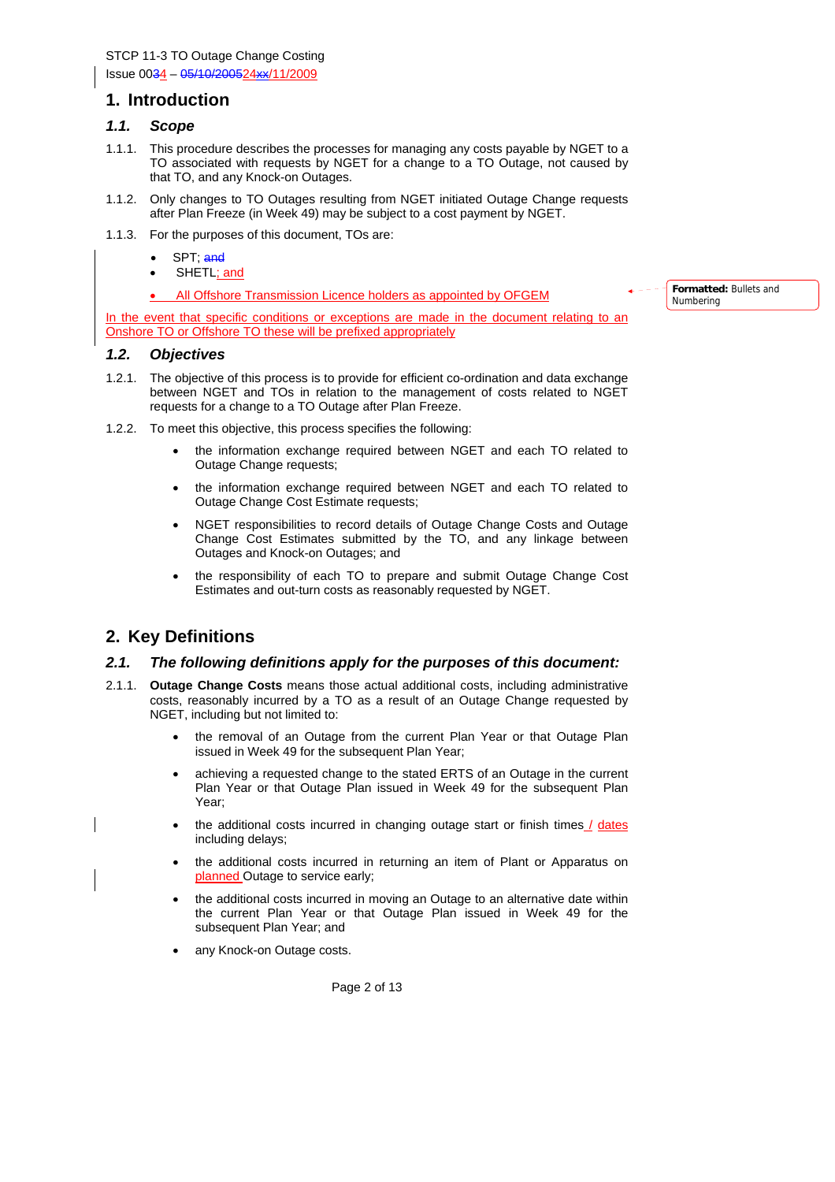# 1. Introduction

## 1.1. Scope

1.1.1. This procedure describes the processes for managing any costs payable by NGET to a TO associated with requests by NGET for a change to a TO Outage, not caused by that TO, and any Knock-on Outages.

1.1.2. Only changes to TO Outages resulting from NGET initiated Outage Change requests after Plan Freeze (in Week 49) may be subject to a cost payment by NGET.

1.1.3. For the purposes of this document, TOs are:

- SPT; and
- SHETL; and
- All Offshore Transmission Licence holders as appointed by OFGEM

In the event that specific conditions or exceptions are made in the document relating to an Onshore TO or Offshore TO these will be prefixed appropriately

## 1.2. Objectives

1.2.1. The objective of this process is to provide for efficient co-ordination and data exchange between NGET and TOs in relation to the management of costs related to NGET requests for a change to a TO Outage after Plan Freeze.

1.2.2. To meet this objective, this process specifies the following:

- the information exchange required between NGET and each TO related to Outage Change requests;
- the information exchange required between NGET and each TO related to Outage Change Cost Estimate requests;
- NGET responsibilities to record details of Outage Change Costs and Outage Change Cost Estimates submitted by the TO, and any linkage between Outages and Knock-on Outages; and
- the responsibility of each TO to prepare and submit Outage Change Cost Estimates and out-turn costs as reasonably requested by NGET.

# 2. Key Definitions

## 2.1. The following definitions apply for the purposes of this document:

2.1.1. **Outage Change Costs** means those actual additional costs, including administrative costs, reasonably incurred by a TO as a result of an Outage Change requested by NGET, including but not limited to:

- the removal of an Outage from the current Plan Year or that Outage Plan issued in Week 49 for the subsequent Plan Year;
- achieving a requested change to the stated ERTS of an Outage in the current Plan Year or that Outage Plan issued in Week 49 for the subsequent Plan Year;
- the additional costs incurred in changing outage start or finish times / dates including delays;
- the additional costs incurred in returning an item of Plant or Apparatus on planned Outage to service early;
- the additional costs incurred in moving an Outage to an alternative date within the current Plan Year or that Outage Plan issued in Week 49 for the subsequent Plan Year; and
- any Knock-on Outage costs.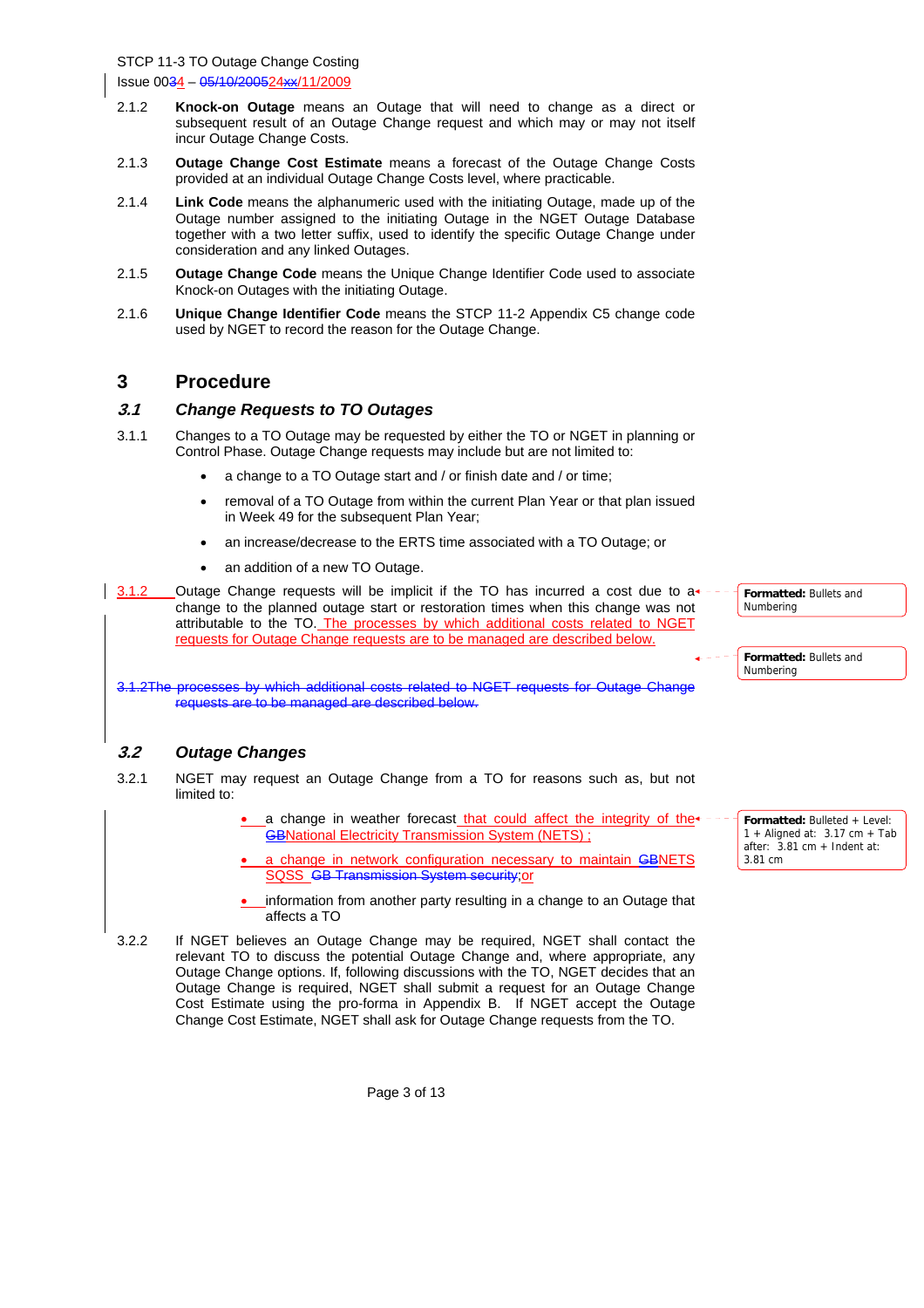2.1.2 **Knock-on Outage** means an Outage that will need to change as a direct or subsequent result of an Outage Change request and which may or may not itself incur Outage Change Costs.

2.1.3 **Outage Change Cost Estimate** means a forecast of the Outage Change Costs provided at an individual Outage Change Costs level, where practicable.

2.1.4 **Link Code** means the alphanumeric used with the initiating Outage, made up of the Outage number assigned to the initiating Outage in the NGET Outage Database together with a two letter suffix, used to identify the specific Outage Change under consideration and any linked Outages.

2.1.5 **Outage Change Code** means the Unique Change Identifier Code used to associate Knock-on Outages with the initiating Outage.

2.1.6 **Unique Change Identifier Code** means the STCP 11-2 Appendix C5 change code used by NGET to record the reason for the Outage Change.

# 3 Procedure

## *3.1 Change Requests to TO Outages*

3.1.1 Changes to a TO Outage may be requested by either the TO or NGET in planning or Control Phase. Outage Change requests may include but are not limited to:

- a change to a TO Outage start and / or finish date and / or time;
- removal of a TO Outage from within the current Plan Year or that plan issued in Week 49 for the subsequent Plan Year;
- an increase/decrease to the ERTS time associated with a TO Outage; or
- an addition of a new TO Outage.

3.1.2 Outage Change requests will be implicit if the TO has incurred a cost due to a change to the planned outage start or restoration times when this change was not attributable to the TO. The processes by which additional costs related to NGET requests for Outage Change requests are to be managed are described below.

~~3.1.2The processes by which additional costs related to NGET requests for Outage Change requests are to be managed are described below.~~

## *3.2 Outage Changes*

3.2.1 NGET may request an Outage Change from a TO for reasons such as, but not limited to:

- a change in weather forecast that could affect the integrity of the ~~GB~~National Electricity Transmission System (NETS) ;
- a change in network configuration necessary to maintain ~~GB~~NETS SQSS ~~GB Transmission System security~~;or
- information from another party resulting in a change to an Outage that affects a TO

3.2.2 If NGET believes an Outage Change may be required, NGET shall contact the relevant TO to discuss the potential Outage Change and, where appropriate, any Outage Change options. If, following discussions with the TO, NGET decides that an Outage Change is required, NGET shall submit a request for an Outage Change Cost Estimate using the pro-forma in Appendix B. If NGET accept the Outage Change Cost Estimate, NGET shall ask for Outage Change requests from the TO.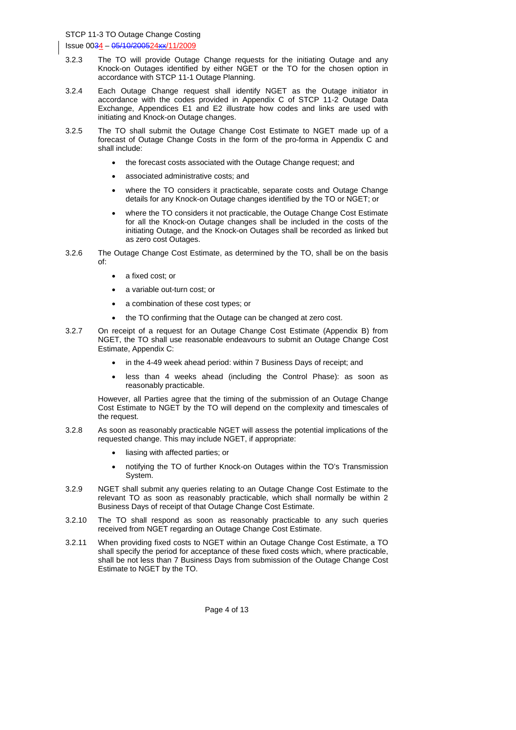3.2.3 The TO will provide Outage Change requests for the initiating Outage and any Knock-on Outages identified by either NGET or the TO for the chosen option in accordance with STCP 11-1 Outage Planning.

3.2.4 Each Outage Change request shall identify NGET as the Outage initiator in accordance with the codes provided in Appendix C of STCP 11-2 Outage Data Exchange, Appendices E1 and E2 illustrate how codes and links are used with initiating and Knock-on Outage changes.

3.2.5 The TO shall submit the Outage Change Cost Estimate to NGET made up of a forecast of Outage Change Costs in the form of the pro-forma in Appendix C and shall include:

- the forecast costs associated with the Outage Change request; and
- associated administrative costs; and
- where the TO considers it practicable, separate costs and Outage Change details for any Knock-on Outage changes identified by the TO or NGET; or
- where the TO considers it not practicable, the Outage Change Cost Estimate for all the Knock-on Outage changes shall be included in the costs of the initiating Outage, and the Knock-on Outages shall be recorded as linked but as zero cost Outages.

3.2.6 The Outage Change Cost Estimate, as determined by the TO, shall be on the basis of:

- a fixed cost; or
- a variable out-turn cost; or
- a combination of these cost types; or
- the TO confirming that the Outage can be changed at zero cost.

3.2.7 On receipt of a request for an Outage Change Cost Estimate (Appendix B) from NGET, the TO shall use reasonable endeavours to submit an Outage Change Cost Estimate, Appendix C:

- in the 4-49 week ahead period: within 7 Business Days of receipt; and
- less than 4 weeks ahead (including the Control Phase): as soon as reasonably practicable.

However, all Parties agree that the timing of the submission of an Outage Change Cost Estimate to NGET by the TO will depend on the complexity and timescales of the request.

3.2.8 As soon as reasonably practicable NGET will assess the potential implications of the requested change. This may include NGET, if appropriate:

- liasing with affected parties; or
- notifying the TO of further Knock-on Outages within the TO's Transmission System.

3.2.9 NGET shall submit any queries relating to an Outage Change Cost Estimate to the relevant TO as soon as reasonably practicable, which shall normally be within 2 Business Days of receipt of that Outage Change Cost Estimate.

3.2.10 The TO shall respond as soon as reasonably practicable to any such queries received from NGET regarding an Outage Change Cost Estimate.

3.2.11 When providing fixed costs to NGET within an Outage Change Cost Estimate, a TO shall specify the period for acceptance of these fixed costs which, where practicable, shall be not less than 7 Business Days from submission of the Outage Change Cost Estimate to NGET by the TO.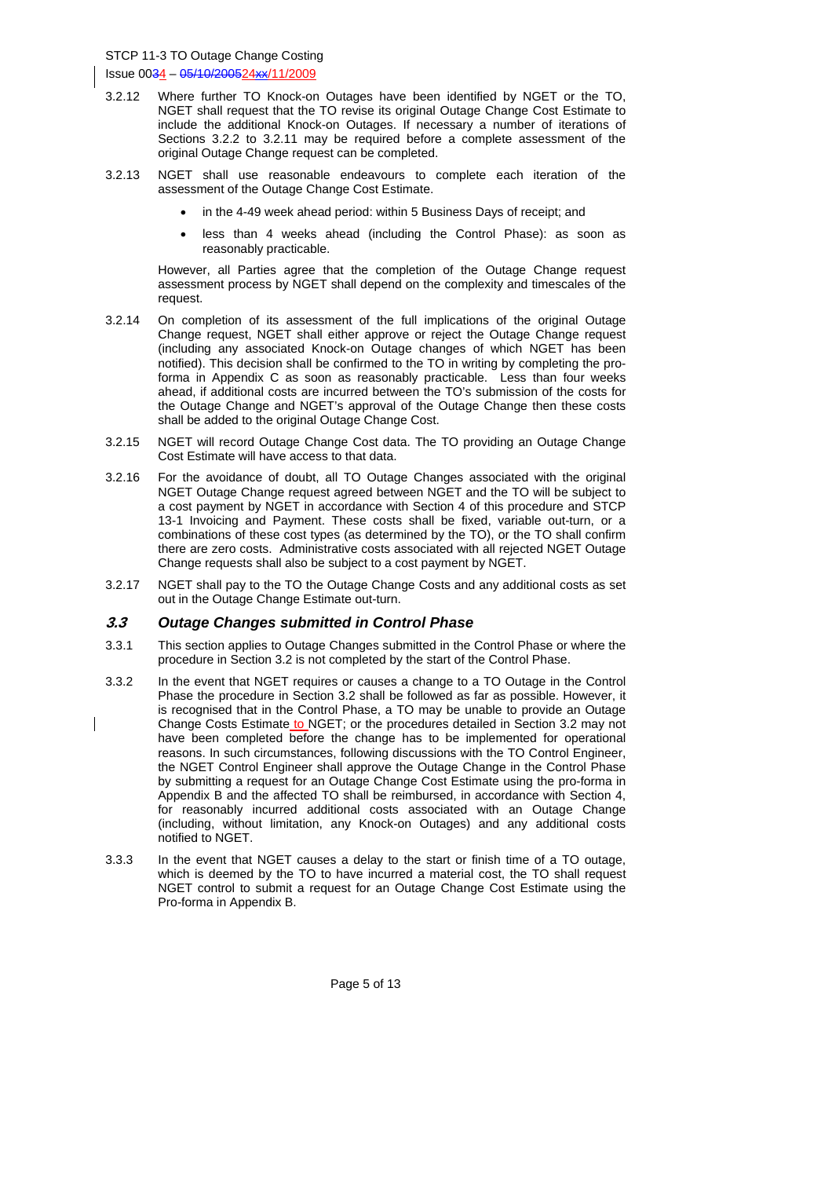3.2.12 Where further TO Knock-on Outages have been identified by NGET or the TO, NGET shall request that the TO revise its original Outage Change Cost Estimate to include the additional Knock-on Outages. If necessary a number of iterations of Sections 3.2.2 to 3.2.11 may be required before a complete assessment of the original Outage Change request can be completed.

3.2.13 NGET shall use reasonable endeavours to complete each iteration of the assessment of the Outage Change Cost Estimate.

- in the 4-49 week ahead period: within 5 Business Days of receipt; and
- less than 4 weeks ahead (including the Control Phase): as soon as reasonably practicable.

However, all Parties agree that the completion of the Outage Change request assessment process by NGET shall depend on the complexity and timescales of the request.

3.2.14 On completion of its assessment of the full implications of the original Outage Change request, NGET shall either approve or reject the Outage Change request (including any associated Knock-on Outage changes of which NGET has been notified). This decision shall be confirmed to the TO in writing by completing the pro-forma in Appendix C as soon as reasonably practicable. Less than four weeks ahead, if additional costs are incurred between the TO's submission of the costs for the Outage Change and NGET's approval of the Outage Change then these costs shall be added to the original Outage Change Cost.

3.2.15 NGET will record Outage Change Cost data. The TO providing an Outage Change Cost Estimate will have access to that data.

3.2.16 For the avoidance of doubt, all TO Outage Changes associated with the original NGET Outage Change request agreed between NGET and the TO will be subject to a cost payment by NGET in accordance with Section 4 of this procedure and STCP 13-1 Invoicing and Payment. These costs shall be fixed, variable out-turn, or a combinations of these cost types (as determined by the TO), or the TO shall confirm there are zero costs. Administrative costs associated with all rejected NGET Outage Change requests shall also be subject to a cost payment by NGET.

3.2.17 NGET shall pay to the TO the Outage Change Costs and any additional costs as set out in the Outage Change Estimate out-turn.

## *3.3 Outage Changes submitted in Control Phase*

3.3.1 This section applies to Outage Changes submitted in the Control Phase or where the procedure in Section 3.2 is not completed by the start of the Control Phase.

3.3.2 In the event that NGET requires or causes a change to a TO Outage in the Control Phase the procedure in Section 3.2 shall be followed as far as possible. However, it is recognised that in the Control Phase, a TO may be unable to provide an Outage Change Costs Estimate to NGET; or the procedures detailed in Section 3.2 may not have been completed before the change has to be implemented for operational reasons. In such circumstances, following discussions with the TO Control Engineer, the NGET Control Engineer shall approve the Outage Change in the Control Phase by submitting a request for an Outage Change Cost Estimate using the pro-forma in Appendix B and the affected TO shall be reimbursed, in accordance with Section 4, for reasonably incurred additional costs associated with an Outage Change (including, without limitation, any Knock-on Outages) and any additional costs notified to NGET.

3.3.3 In the event that NGET causes a delay to the start or finish time of a TO outage, which is deemed by the TO to have incurred a material cost, the TO shall request NGET control to submit a request for an Outage Change Cost Estimate using the Pro-forma in Appendix B.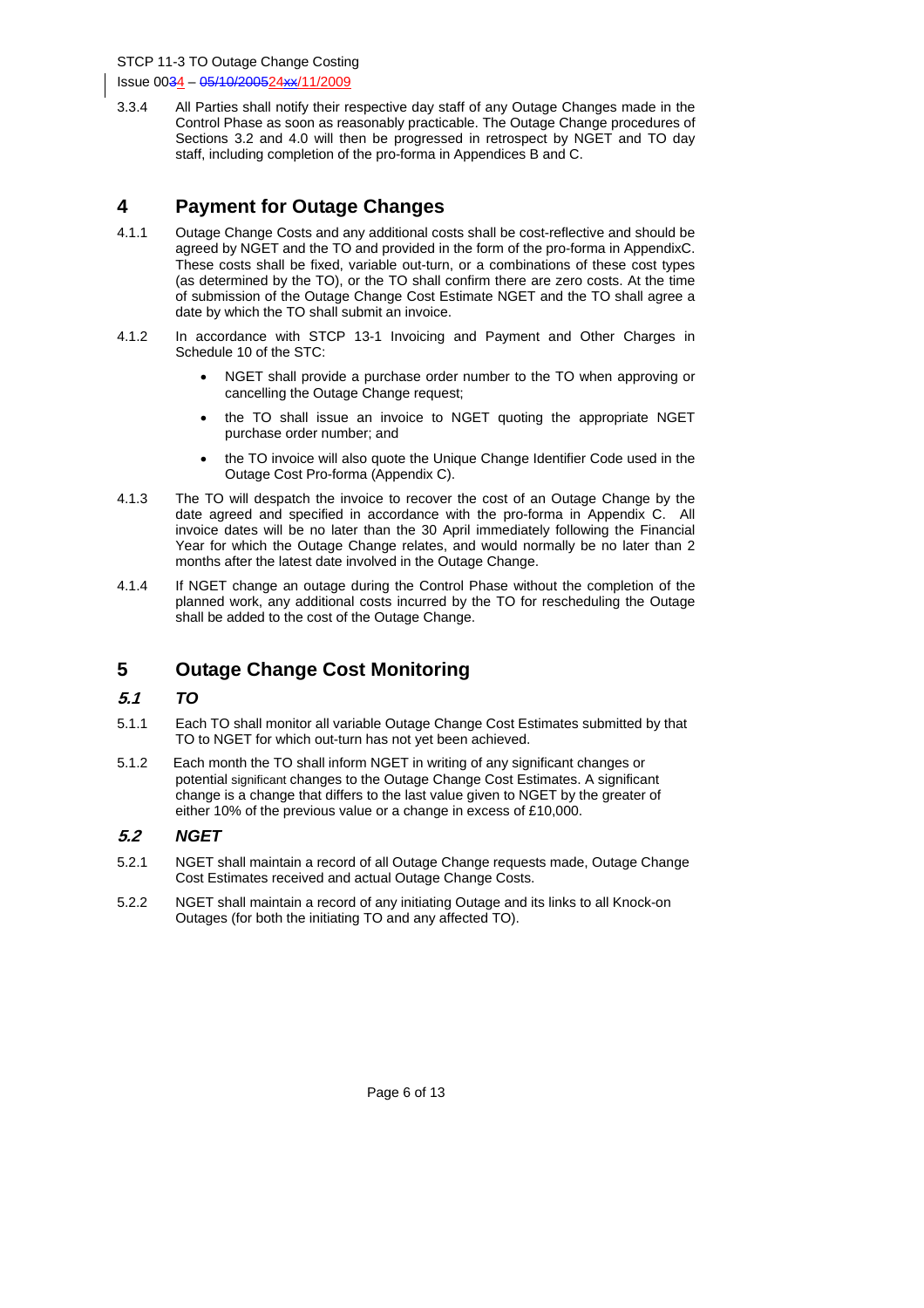3.3.4 All Parties shall notify their respective day staff of any Outage Changes made in the Control Phase as soon as reasonably practicable. The Outage Change procedures of Sections 3.2 and 4.0 will then be progressed in retrospect by NGET and TO day staff, including completion of the pro-forma in Appendices B and C.

# 4 Payment for Outage Changes

4.1.1 Outage Change Costs and any additional costs shall be cost-reflective and should be agreed by NGET and the TO and provided in the form of the pro-forma in AppendixC. These costs shall be fixed, variable out-turn, or a combinations of these cost types (as determined by the TO), or the TO shall confirm there are zero costs. At the time of submission of the Outage Change Cost Estimate NGET and the TO shall agree a date by which the TO shall submit an invoice.

4.1.2 In accordance with STCP 13-1 Invoicing and Payment and Other Charges in Schedule 10 of the STC:

- NGET shall provide a purchase order number to the TO when approving or cancelling the Outage Change request;
- the TO shall issue an invoice to NGET quoting the appropriate NGET purchase order number; and
- the TO invoice will also quote the Unique Change Identifier Code used in the Outage Cost Pro-forma (Appendix C).

4.1.3 The TO will despatch the invoice to recover the cost of an Outage Change by the date agreed and specified in accordance with the pro-forma in Appendix C. All invoice dates will be no later than the 30 April immediately following the Financial Year for which the Outage Change relates, and would normally be no later than 2 months after the latest date involved in the Outage Change.

4.1.4 If NGET change an outage during the Control Phase without the completion of the planned work, any additional costs incurred by the TO for rescheduling the Outage shall be added to the cost of the Outage Change.

# 5 Outage Change Cost Monitoring

## 5.1 TO

5.1.1 Each TO shall monitor all variable Outage Change Cost Estimates submitted by that TO to NGET for which out-turn has not yet been achieved.

5.1.2 Each month the TO shall inform NGET in writing of any significant changes or potential significant changes to the Outage Change Cost Estimates. A significant change is a change that differs to the last value given to NGET by the greater of either 10% of the previous value or a change in excess of £10,000.

## 5.2 NGET

5.2.1 NGET shall maintain a record of all Outage Change requests made, Outage Change Cost Estimates received and actual Outage Change Costs.

5.2.2 NGET shall maintain a record of any initiating Outage and its links to all Knock-on Outages (for both the initiating TO and any affected TO).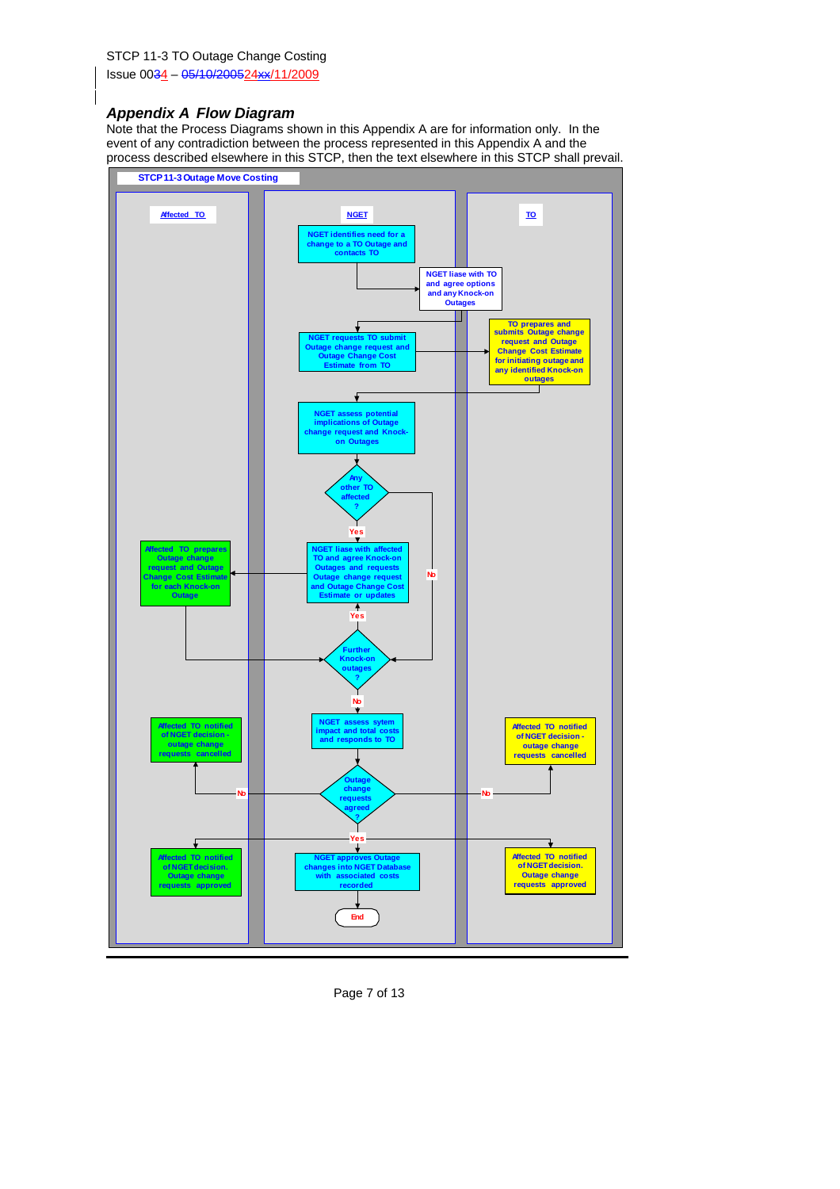## Appendix A Flow Diagram

Note that the Process Diagrams shown in this Appendix A are for information only. In the event of any contradiction between the process represented in this Appendix A and the process described elsewhere in this STCP, then the text elsewhere in this STCP shall prevail.

**STCP 11-3 Outage Move Costing**

| Affected TO | NGET | TO |
|---|---|---|
| | NGET identifies need for a change to a TO Outage and contacts TO | |
| | NGET liase with TO and agree options and any Knock-on Outages | |
| | NGET requests TO submit Outage change request and Outage Change Cost Estimate from TO | TO prepares and submits Outage change request and Outage Change Cost Estimate for initiating outage and any identified Knock-on outages |
| | NGET assess potential implications of Outage change request and Knock-on Outages | |
| | Any other TO affected? (Yes → NGET liase with affected TO; No → Further Knock-on outages?) | |
| Affected TO prepares Outage change request and Outage Change Cost Estimate for each Knock-on Outage | NGET liase with affected TO and agree Knock-on Outages and requests Outage change request and Outage Change Cost Estimate or updates | |
| | Further Knock-on outages? (Yes → NGET liase with affected TO; No → NGET assess sytem impact) | |
| Affected TO notified of NGET decision - outage change requests cancelled | NGET assess sytem impact and total costs and responds to TO | Affected TO notified of NGET decision - outage change requests cancelled |
| | Outage change requests agreed? (No → outage change requests cancelled; Yes → approved) | |
| Affected TO notified of NGET decision. Outage change requests approved | NGET approves Outage changes into NGET Database with associated costs recorded | Affected TO notified of NGET decision. Outage change requests approved |
| | End | |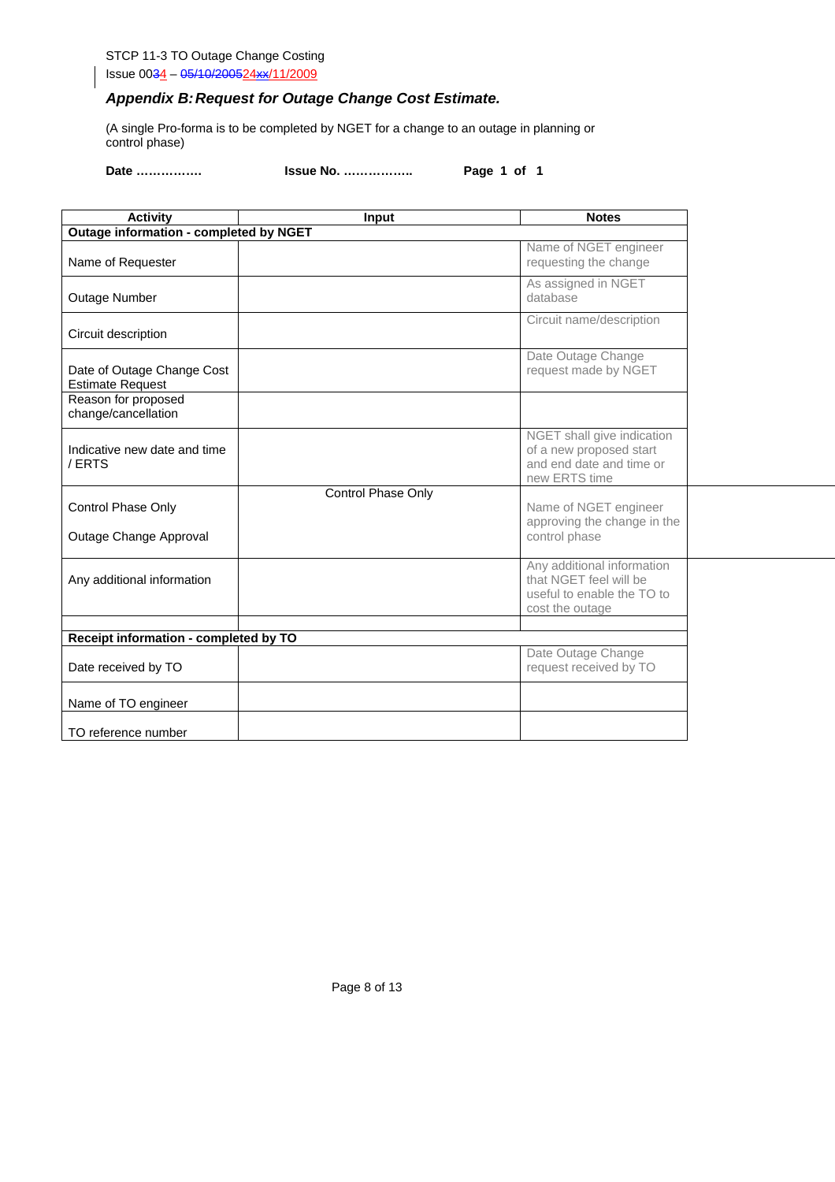## *Appendix B: Request for Outage Change Cost Estimate.*

(A single Pro-forma is to be completed by NGET for a change to an outage in planning or control phase)

**Date …………….** **Issue No. ……………..** **Page 1 of 1**

| Activity | Input | Notes |
|---|---|---|
| **Outage information - completed by NGET** | | |
| Name of Requester | | Name of NGET engineer requesting the change |
| Outage Number | | As assigned in NGET database |
| Circuit description | | Circuit name/description |
| Date of Outage Change Cost Estimate Request | | Date Outage Change request made by NGET |
| Reason for proposed change/cancellation | | |
| Indicative new date and time / ERTS | | NGET shall give indication of a new proposed start and end date and time or new ERTS time |
| Control Phase Only<br><br>Outage Change Approval | Control Phase Only | Name of NGET engineer approving the change in the control phase |
| Any additional information | | Any additional information that NGET feel will be useful to enable the TO to cost the outage |
| | | |
| **Receipt information - completed by TO** | | |
| Date received by TO | | Date Outage Change request received by TO |
| Name of TO engineer | | |
| TO reference number | | |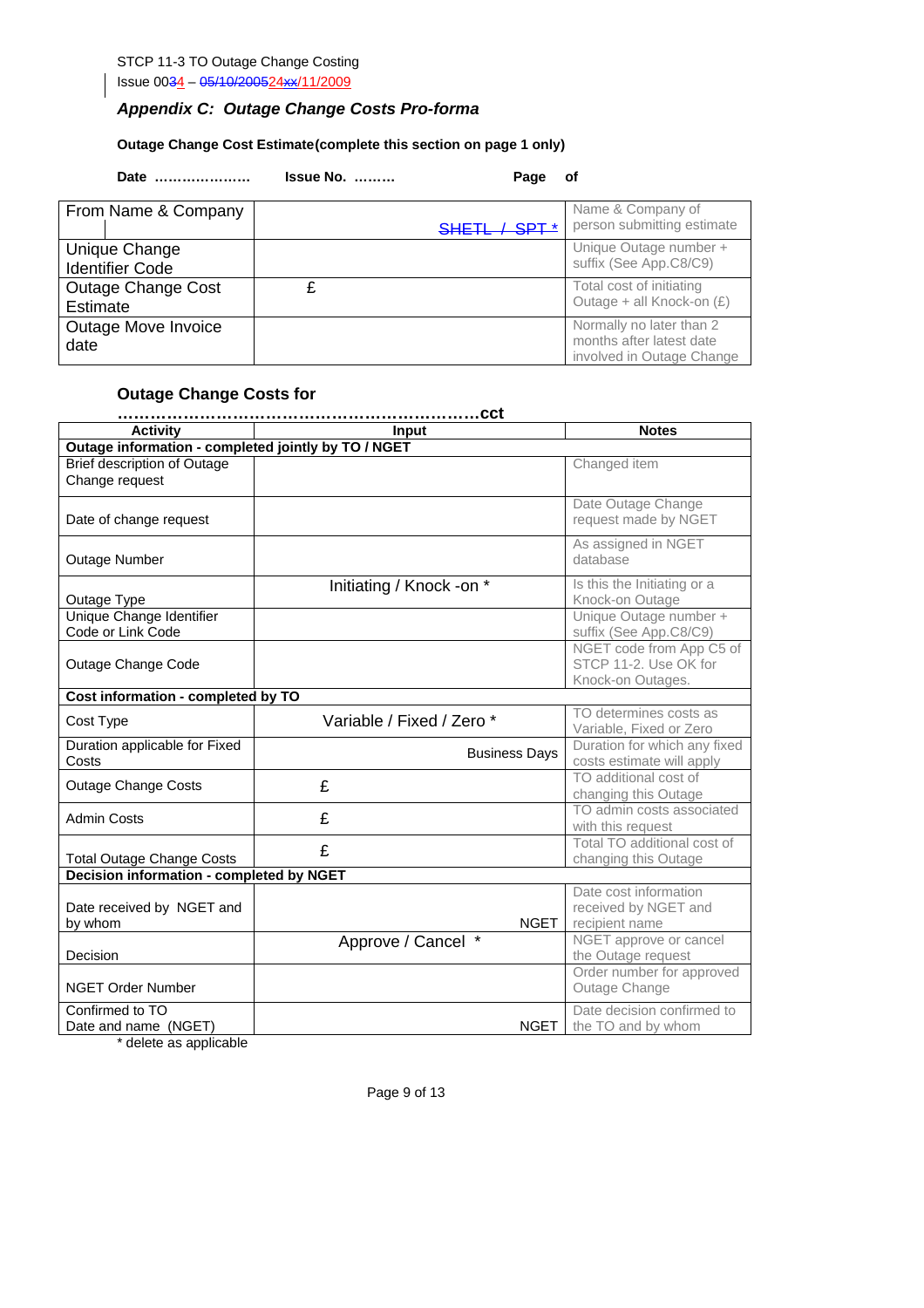## Appendix C: Outage Change Costs Pro-forma

**Outage Change Cost Estimate(complete this section on page 1 only)**

**Date …………………** **Issue No. ………** **Page of**

| | | |
|---|---|---|
| From Name & Company | SHETL / SPT * | Name & Company of person submitting estimate |
| Unique Change Identifier Code | | Unique Outage number + suffix (See App.C8/C9) |
| Outage Change Cost Estimate | £ | Total cost of initiating Outage + all Knock-on (£) |
| Outage Move Invoice date | | Normally no later than 2 months after latest date involved in Outage Change |

**Outage Change Costs for ………………………………………………………cct**

| Activity | Input | Notes |
|---|---|---|
| **Outage information - completed jointly by TO / NGET** | | |
| Brief description of Outage Change request | | Changed item |
| Date of change request | | Date Outage Change request made by NGET |
| Outage Number | | As assigned in NGET database |
| Outage Type | Initiating / Knock -on * | Is this the Initiating or a Knock-on Outage |
| Unique Change Identifier Code or Link Code | | Unique Outage number + suffix (See App.C8/C9) |
| Outage Change Code | | NGET code from App C5 of STCP 11-2. Use OK for Knock-on Outages. |
| **Cost information - completed by TO** | | |
| Cost Type | Variable / Fixed / Zero * | TO determines costs as Variable, Fixed or Zero |
| Duration applicable for Fixed Costs | Business Days | Duration for which any fixed costs estimate will apply |
| Outage Change Costs | £ | TO additional cost of changing this Outage |
| Admin Costs | £ | TO admin costs associated with this request |
| Total Outage Change Costs | £ | Total TO additional cost of changing this Outage |
| **Decision information - completed by NGET** | | |
| Date received by NGET and by whom | NGET | Date cost information received by NGET and recipient name |
| Decision | Approve / Cancel * | NGET approve or cancel the Outage request |
| NGET Order Number | | Order number for approved Outage Change |
| Confirmed to TO Date and name (NGET) | NGET | Date decision confirmed to the TO and by whom |

\* delete as applicable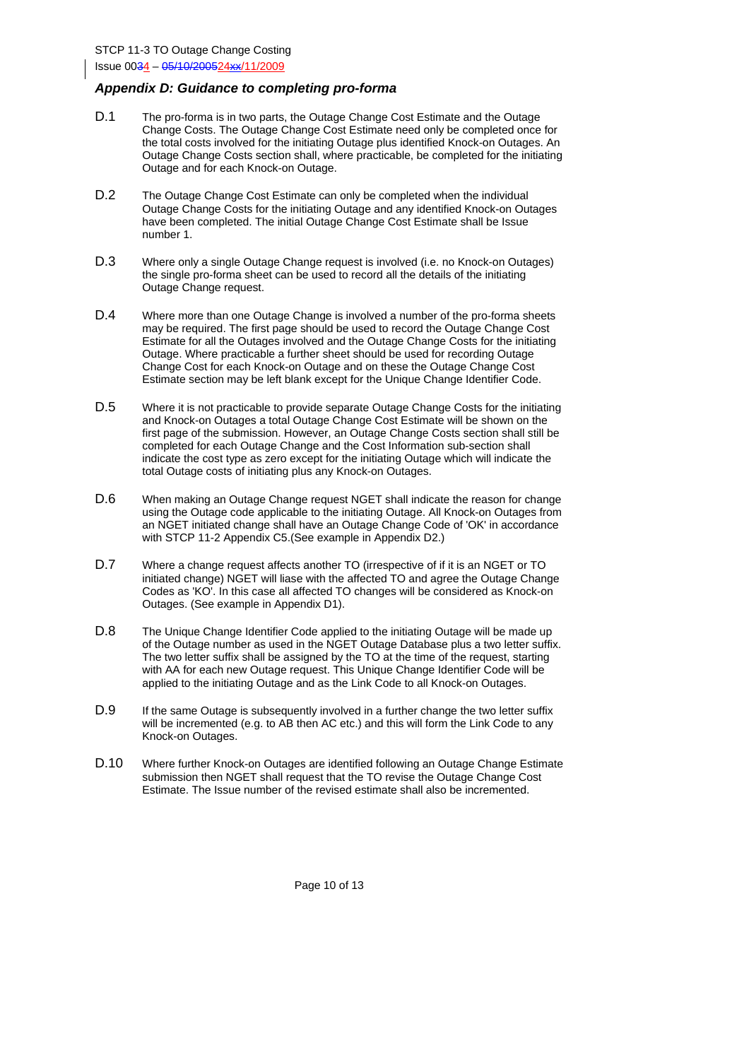### *Appendix D: Guidance to completing pro-forma*

D.1 The pro-forma is in two parts, the Outage Change Cost Estimate and the Outage Change Costs. The Outage Change Cost Estimate need only be completed once for the total costs involved for the initiating Outage plus identified Knock-on Outages. An Outage Change Costs section shall, where practicable, be completed for the initiating Outage and for each Knock-on Outage.

D.2 The Outage Change Cost Estimate can only be completed when the individual Outage Change Costs for the initiating Outage and any identified Knock-on Outages have been completed. The initial Outage Change Cost Estimate shall be Issue number 1.

D.3 Where only a single Outage Change request is involved (i.e. no Knock-on Outages) the single pro-forma sheet can be used to record all the details of the initiating Outage Change request.

D.4 Where more than one Outage Change is involved a number of the pro-forma sheets may be required. The first page should be used to record the Outage Change Cost Estimate for all the Outages involved and the Outage Change Costs for the initiating Outage. Where practicable a further sheet should be used for recording Outage Change Cost for each Knock-on Outage and on these the Outage Change Cost Estimate section may be left blank except for the Unique Change Identifier Code.

D.5 Where it is not practicable to provide separate Outage Change Costs for the initiating and Knock-on Outages a total Outage Change Cost Estimate will be shown on the first page of the submission. However, an Outage Change Costs section shall still be completed for each Outage Change and the Cost Information sub-section shall indicate the cost type as zero except for the initiating Outage which will indicate the total Outage costs of initiating plus any Knock-on Outages.

D.6 When making an Outage Change request NGET shall indicate the reason for change using the Outage code applicable to the initiating Outage. All Knock-on Outages from an NGET initiated change shall have an Outage Change Code of 'OK' in accordance with STCP 11-2 Appendix C5.(See example in Appendix D2.)

D.7 Where a change request affects another TO (irrespective of if it is an NGET or TO initiated change) NGET will liase with the affected TO and agree the Outage Change Codes as 'KO'. In this case all affected TO changes will be considered as Knock-on Outages. (See example in Appendix D1).

D.8 The Unique Change Identifier Code applied to the initiating Outage will be made up of the Outage number as used in the NGET Outage Database plus a two letter suffix. The two letter suffix shall be assigned by the TO at the time of the request, starting with AA for each new Outage request. This Unique Change Identifier Code will be applied to the initiating Outage and as the Link Code to all Knock-on Outages.

D.9 If the same Outage is subsequently involved in a further change the two letter suffix will be incremented (e.g. to AB then AC etc.) and this will form the Link Code to any Knock-on Outages.

D.10 Where further Knock-on Outages are identified following an Outage Change Estimate submission then NGET shall request that the TO revise the Outage Change Cost Estimate. The Issue number of the revised estimate shall also be incremented.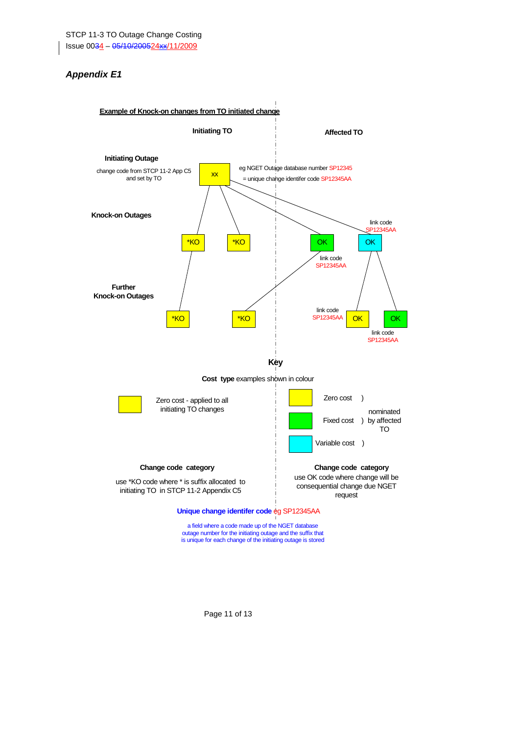## *Appendix E1*

**Example of Knock-on changes from TO initiated change**

**Initiating TO** | **Affected TO**

**Initiating Outage**

change code from STCP 11-2 App C5 and set by TO

xx

eg NGET Outage database number SP12345 = unique change identifer code SP12345AA

**Knock-on Outages**

*KO | *KO | OK (link code SP12345AA) | OK (link code SP12345AA)

**Further Knock-on Outages**

*KO | *KO | OK (link code SP12345AA) | OK (link code SP12345AA)

**Key**

**Cost type** examples shown in colour

Zero cost - applied to all initiating TO changes

Zero cost )
Fixed cost ) nominated by affected TO
Variable cost )

**Change code category**

use *KO code where * is suffix allocated to initiating TO in STCP 11-2 Appendix C5

**Change code category**

use OK code where change will be consequential change due NGET request

**Unique change identifer code** eg SP12345AA

a field where a code made up of the NGET database outage number for the initiating outage and the suffix that is unique for each change of the initiating outage is stored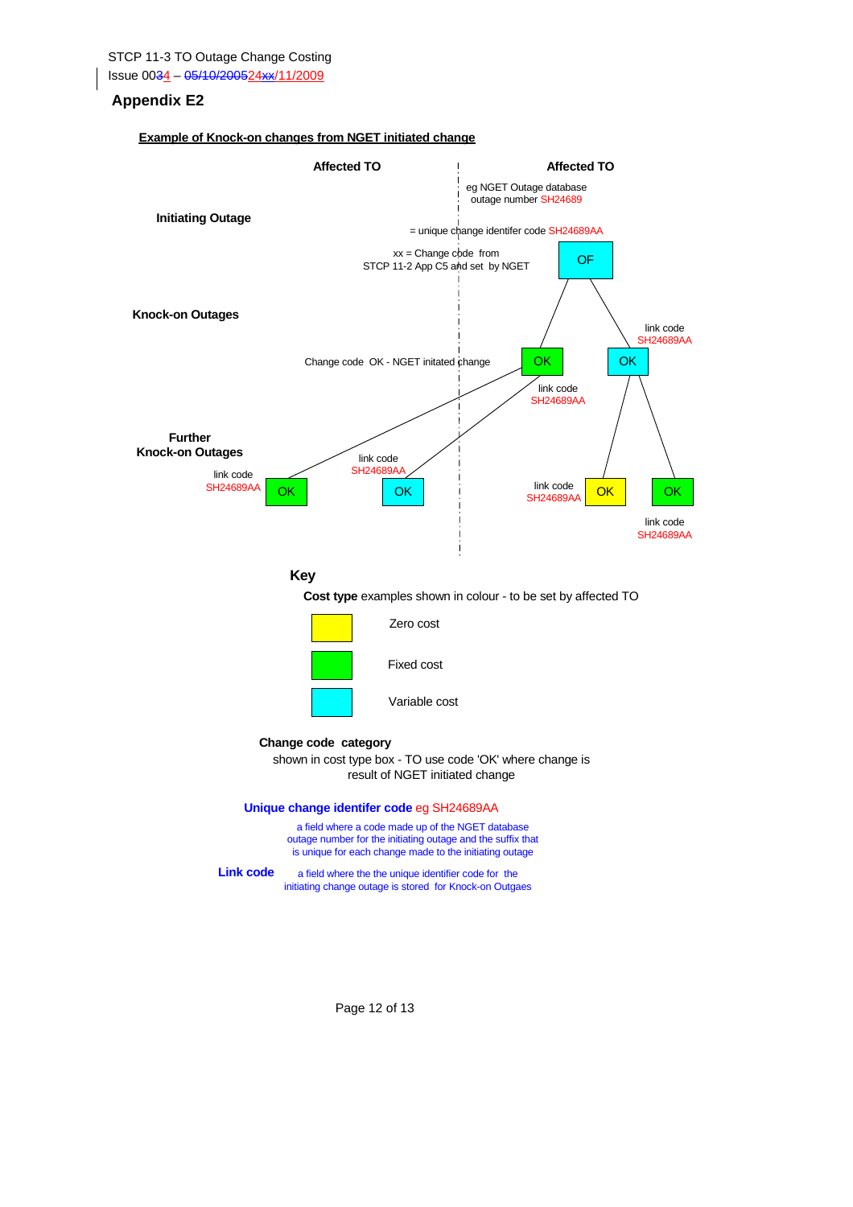## Appendix E2

**Example of Knock-on changes from NGET initiated change**

| | Affected TO | Affected TO |
|---|---|---|
| **Initiating Outage** | | eg NGET Outage database outage number SH24689 = unique change identifer code SH24689AA; xx = Change code from STCP 11-2 App C5 and set by NGET — **OF** |
| **Knock-on Outages** | | Change code OK - NGET initated change — **OK** (link code SH24689AA); **OK** (link code SH24689AA) |
| **Further Knock-on Outages** | **OK** (link code SH24689AA); **OK** (link code SH24689AA) | **OK** (link code SH24689AA); **OK** (link code SH24689AA) |

### Key

**Cost type** examples shown in colour - to be set by affected TO

- Yellow: Zero cost
- Green: Fixed cost
- Cyan: Variable cost

**Change code category**

shown in cost type box - TO use code 'OK' where change is result of NGET initiated change

**Unique change identifer code** eg SH24689AA

a field where a code made up of the NGET database outage number for the initiating outage and the suffix that is unique for each change made to the initiating outage

**Link code** a field where the the unique identifier code for the initiating change outage is stored for Knock-on Outgaes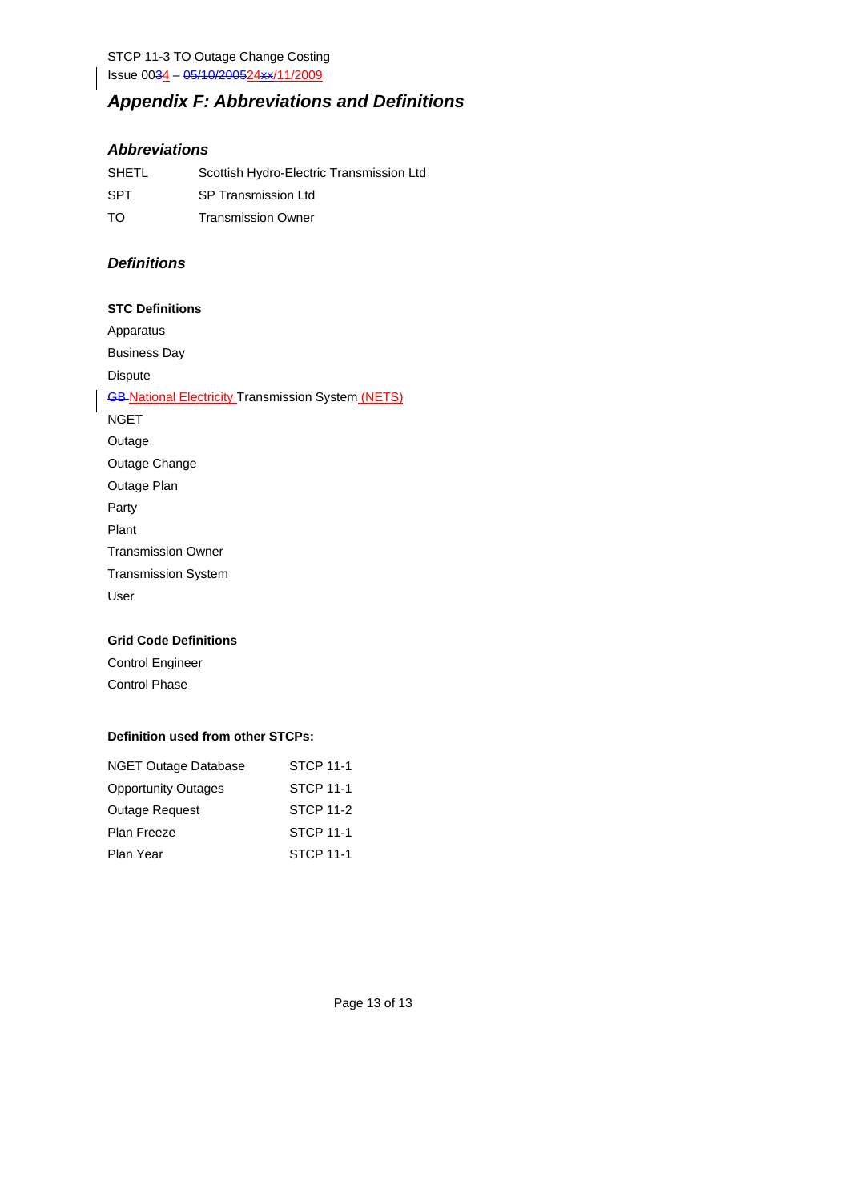## Appendix F: Abbreviations and Definitions

### Abbreviations

| | |
|---|---|
| SHETL | Scottish Hydro-Electric Transmission Ltd |
| SPT | SP Transmission Ltd |
| TO | Transmission Owner |

### Definitions

**STC Definitions**

Apparatus

Business Day

Dispute

~~GB~~ National Electricity Transmission System (NETS)

NGET

Outage

Outage Change

Outage Plan

Party

Plant

Transmission Owner

Transmission System

User

**Grid Code Definitions**

Control Engineer

Control Phase

**Definition used from other STCPs:**

| | |
|---|---|
| NGET Outage Database | STCP 11-1 |
| Opportunity Outages | STCP 11-1 |
| Outage Request | STCP 11-2 |
| Plan Freeze | STCP 11-1 |
| Plan Year | STCP 11-1 |